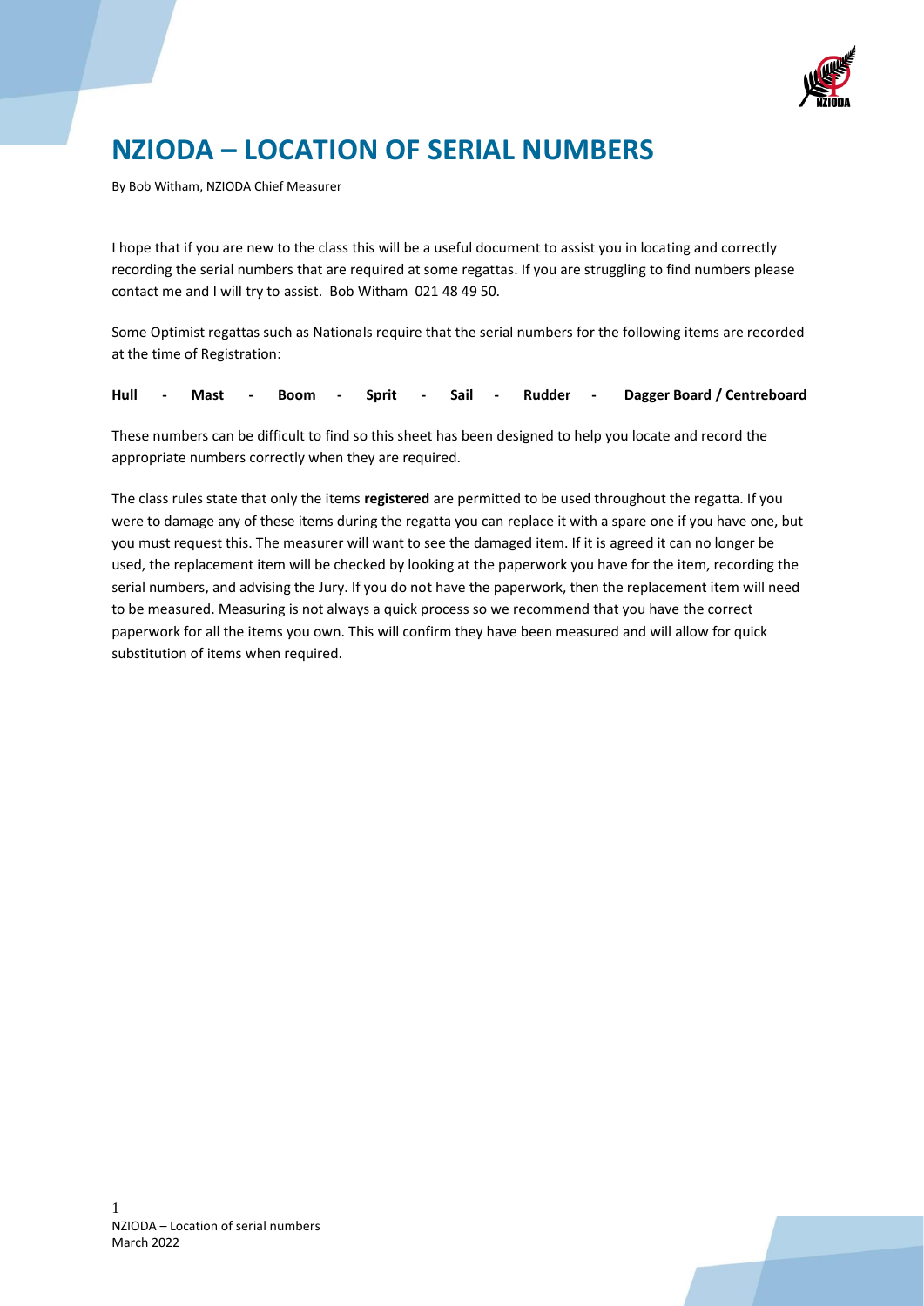# NZIODA – LOCATION OF SERIAL NUMBERS

By Bob Witham, NZIODA Chief Measurer

I hope that if you are new to the class this will be a useful document to assist you in locating and correctly recording the serial numbers that are required at some regattas. If you are struggling to find numbers please contact me and I will try to assist. Bob Witham 021 48 49 50.

Some Optimist regattas such as Nationals require that the serial numbers for the following items are recorded at the time of Registration:

**Hull - Mast - Boom - Sprit - Sail - Rudder - Dagger Board / Centreboard**

These numbers can be difficult to find so this sheet has been designed to help you locate and record the appropriate numbers correctly when they are required.

The class rules state that only the items **registered** are permitted to be used throughout the regatta. If you were to damage any of these items during the regatta you can replace it with a spare one if you have one, but you must request this. The measurer will want to see the damaged item. If it is agreed it can no longer be used, the replacement item will be checked by looking at the paperwork you have for the item, recording the serial numbers, and advising the Jury. If you do not have the paperwork, then the replacement item will need to be measured. Measuring is not always a quick process so we recommend that you have the correct paperwork for all the items you own. This will confirm they have been measured and will allow for quick substitution of items when required.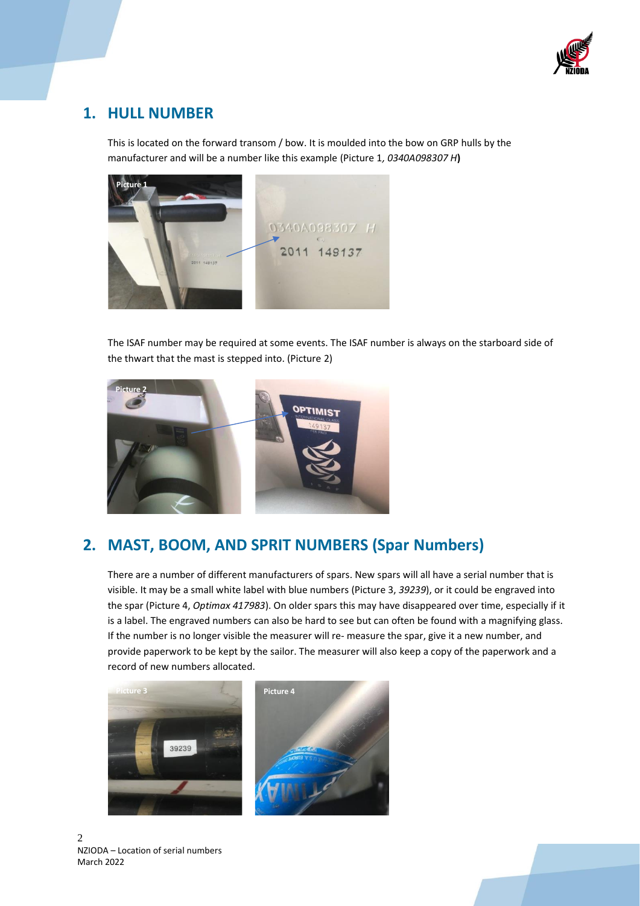## 1. HULL NUMBER

This is located on the forward transom / bow. It is moulded into the bow on GRP hulls by the manufacturer and will be a number like this example (Picture 1*, 0340A098307 H***)**

The ISAF number may be required at some events. The ISAF number is always on the starboard side of the thwart that the mast is stepped into. (Picture 2)

## 2. MAST, BOOM, AND SPRIT NUMBERS (Spar Numbers)

There are a number of different manufacturers of spars. New spars will all have a serial number that is visible. It may be a small white label with blue numbers (Picture 3, *39239*), or it could be engraved into the spar (Picture 4, *Optimax 417983*). On older spars this may have disappeared over time, especially if it is a label. The engraved numbers can also be hard to see but can often be found with a magnifying glass. If the number is no longer visible the measurer will re- measure the spar, give it a new number, and provide paperwork to be kept by the sailor. The measurer will also keep a copy of the paperwork and a record of new numbers allocated.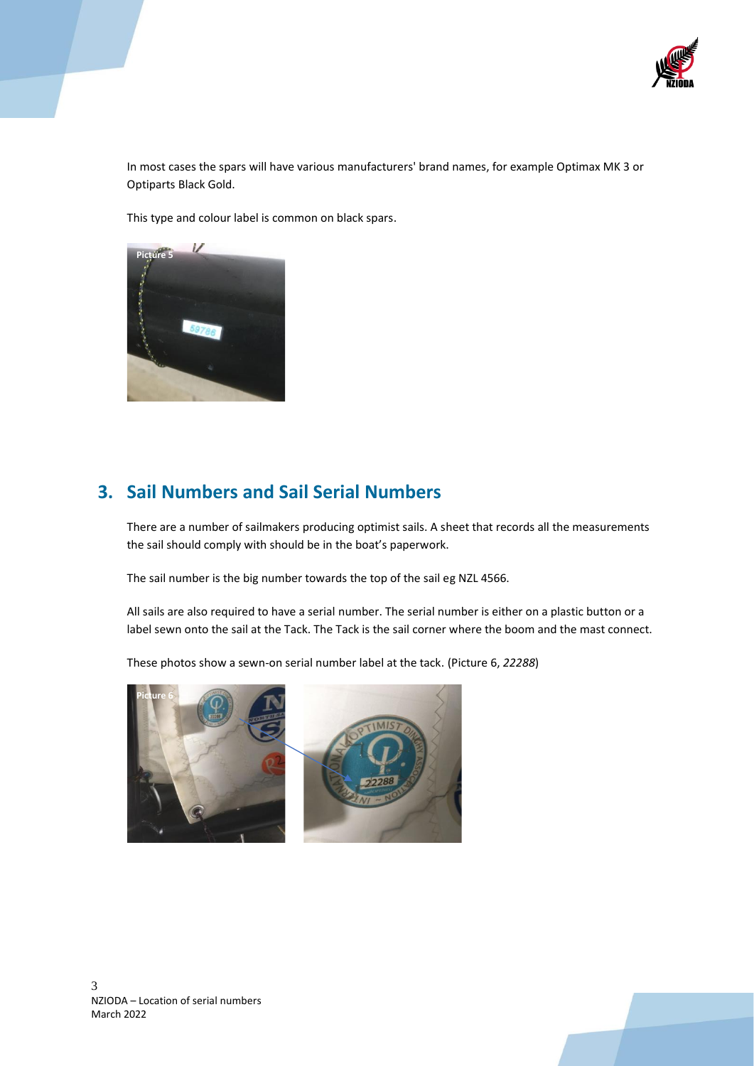In most cases the spars will have various manufacturers' brand names, for example Optimax MK 3 or Optiparts Black Gold.

This type and colour label is common on black spars.

## 3. Sail Numbers and Sail Serial Numbers

There are a number of sailmakers producing optimist sails. A sheet that records all the measurements the sail should comply with should be in the boat's paperwork.

The sail number is the big number towards the top of the sail eg NZL 4566.

All sails are also required to have a serial number. The serial number is either on a plastic button or a label sewn onto the sail at the Tack. The Tack is the sail corner where the boom and the mast connect.

These photos show a sewn-on serial number label at the tack. (Picture 6, *22288*)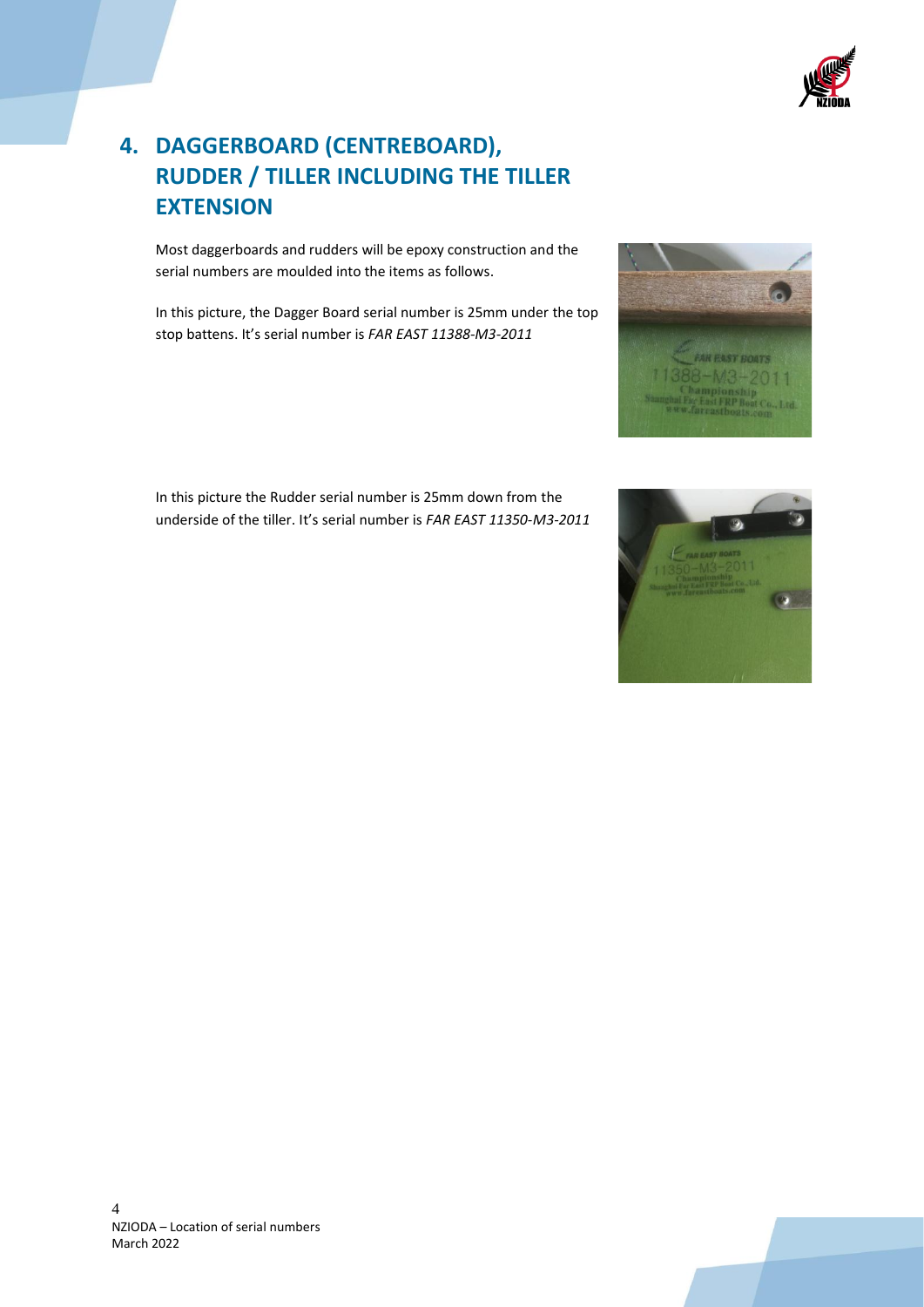## 4. DAGGERBOARD (CENTREBOARD), RUDDER / TILLER INCLUDING THE TILLER EXTENSION

Most daggerboards and rudders will be epoxy construction and the serial numbers are moulded into the items as follows.

In this picture, the Dagger Board serial number is 25mm under the top stop battens. It's serial number is *FAR EAST 11388-M3-2011*

In this picture the Rudder serial number is 25mm down from the underside of the tiller. It's serial number is *FAR EAST 11350-M3-2011*